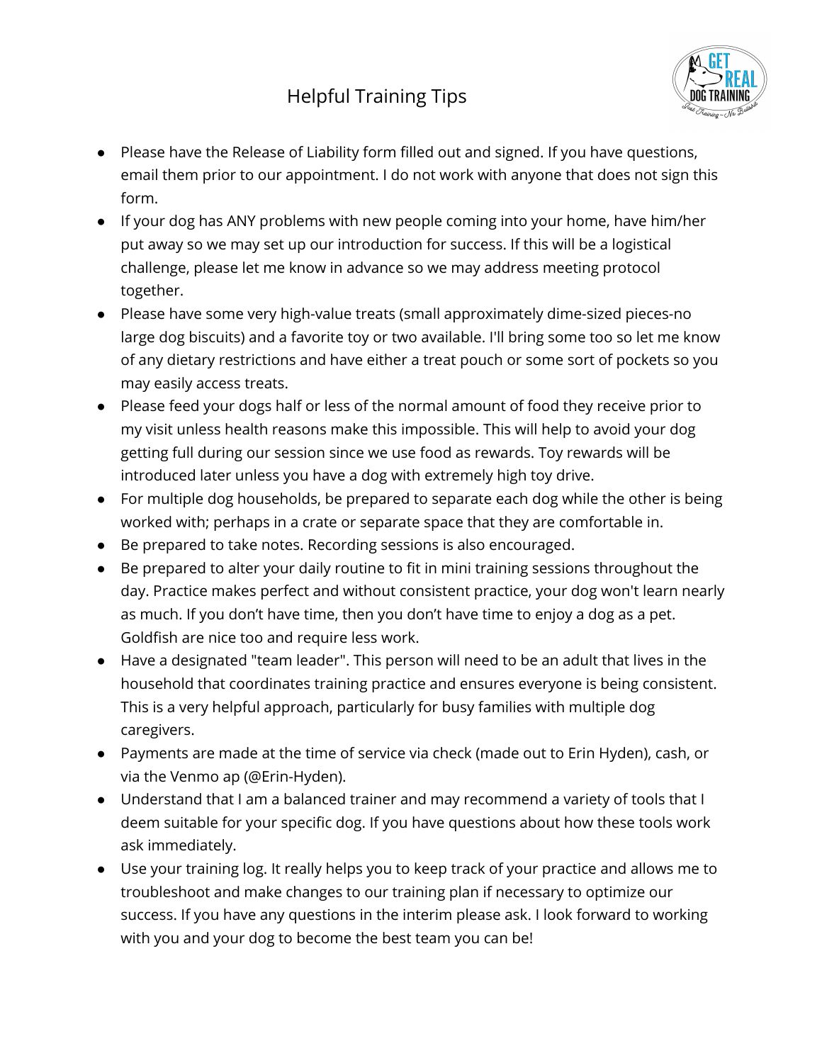# Helpful Training Tips

- Please have the Release of Liability form filled out and signed. If you have questions, email them prior to our appointment. I do not work with anyone that does not sign this form.
- If your dog has ANY problems with new people coming into your home, have him/her put away so we may set up our introduction for success. If this will be a logistical challenge, please let me know in advance so we may address meeting protocol together.
- Please have some very high-value treats (small approximately dime-sized pieces-no large dog biscuits) and a favorite toy or two available. I'll bring some too so let me know of any dietary restrictions and have either a treat pouch or some sort of pockets so you may easily access treats.
- Please feed your dogs half or less of the normal amount of food they receive prior to my visit unless health reasons make this impossible. This will help to avoid your dog getting full during our session since we use food as rewards. Toy rewards will be introduced later unless you have a dog with extremely high toy drive.
- For multiple dog households, be prepared to separate each dog while the other is being worked with; perhaps in a crate or separate space that they are comfortable in.
- Be prepared to take notes. Recording sessions is also encouraged.
- Be prepared to alter your daily routine to fit in mini training sessions throughout the day. Practice makes perfect and without consistent practice, your dog won't learn nearly as much. If you don't have time, then you don't have time to enjoy a dog as a pet. Goldfish are nice too and require less work.
- Have a designated "team leader". This person will need to be an adult that lives in the household that coordinates training practice and ensures everyone is being consistent. This is a very helpful approach, particularly for busy families with multiple dog caregivers.
- Payments are made at the time of service via check (made out to Erin Hyden), cash, or via the Venmo ap (@Erin-Hyden).
- Understand that I am a balanced trainer and may recommend a variety of tools that I deem suitable for your specific dog. If you have questions about how these tools work ask immediately.
- Use your training log. It really helps you to keep track of your practice and allows me to troubleshoot and make changes to our training plan if necessary to optimize our success. If you have any questions in the interim please ask. I look forward to working with you and your dog to become the best team you can be!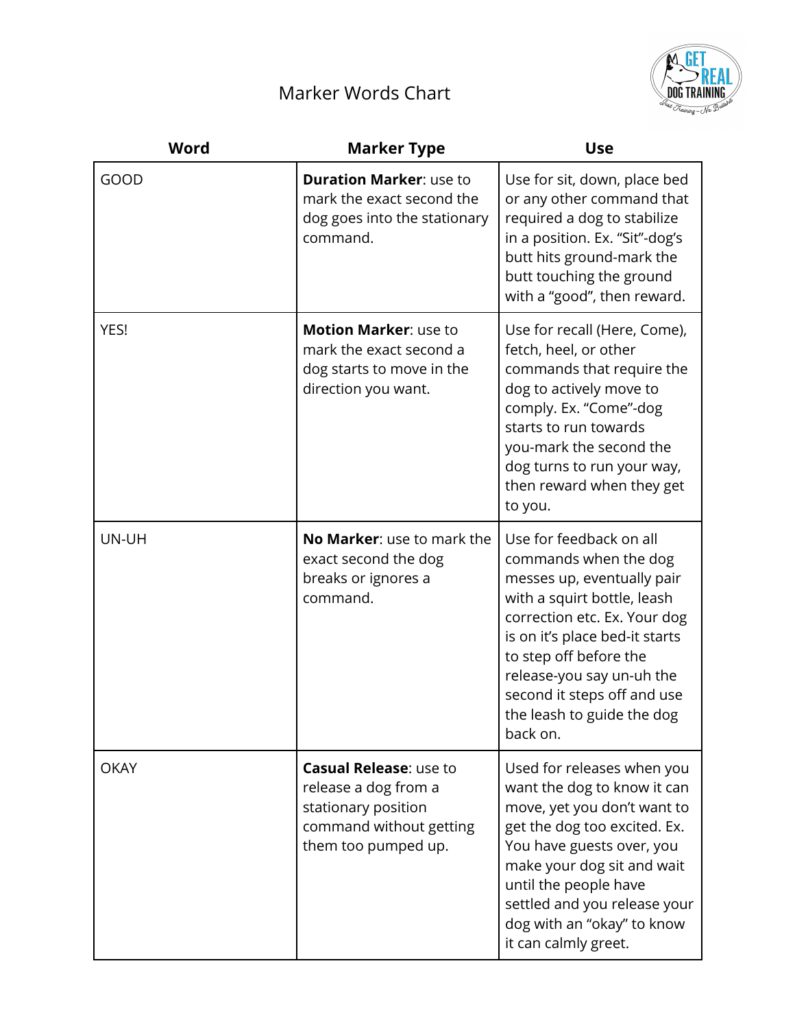# Marker Words Chart

| Word | Marker Type | Use |
|---|---|---|
| GOOD | **Duration Marker**: use to mark the exact second the dog goes into the stationary command. | Use for sit, down, place bed or any other command that required a dog to stabilize in a position. Ex. “Sit”-dog’s butt hits ground-mark the butt touching the ground with a “good”, then reward. |
| YES! | **Motion Marker**: use to mark the exact second a dog starts to move in the direction you want. | Use for recall (Here, Come), fetch, heel, or other commands that require the dog to actively move to comply. Ex. “Come”-dog starts to run towards you-mark the second the dog turns to run your way, then reward when they get to you. |
| UN-UH | **No Marker**: use to mark the exact second the dog breaks or ignores a command. | Use for feedback on all commands when the dog messes up, eventually pair with a squirt bottle, leash correction etc. Ex. Your dog is on it’s place bed-it starts to step off before the release-you say un-uh the second it steps off and use the leash to guide the dog back on. |
| OKAY | **Casual Release**: use to release a dog from a stationary position command without getting them too pumped up. | Used for releases when you want the dog to know it can move, yet you don’t want to get the dog too excited. Ex. You have guests over, you make your dog sit and wait until the people have settled and you release your dog with an “okay” to know it can calmly greet. |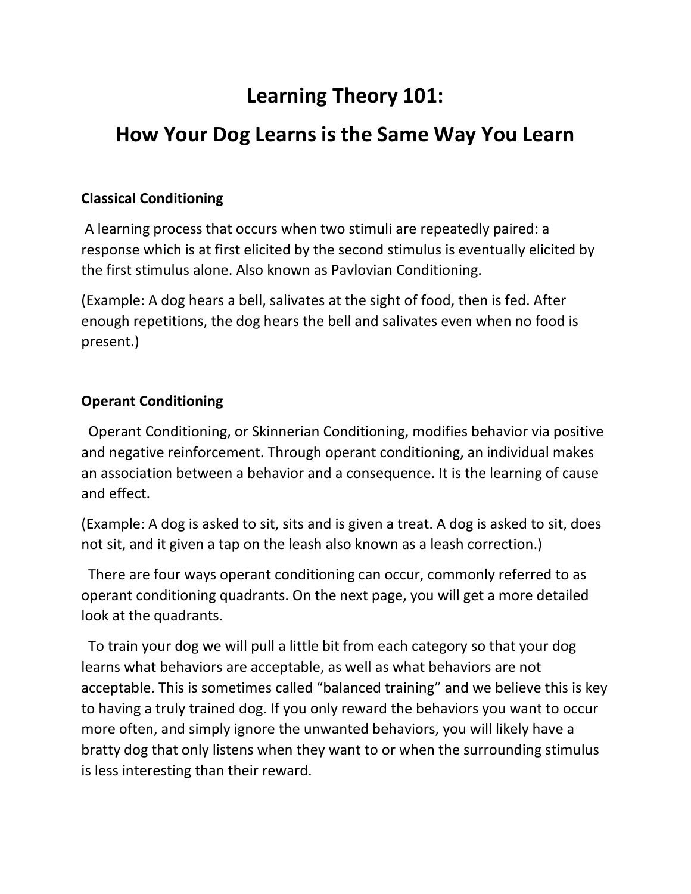# Learning Theory 101:

# How Your Dog Learns is the Same Way You Learn

### Classical Conditioning

A learning process that occurs when two stimuli are repeatedly paired: a response which is at first elicited by the second stimulus is eventually elicited by the first stimulus alone. Also known as Pavlovian Conditioning.

(Example: A dog hears a bell, salivates at the sight of food, then is fed. After enough repetitions, the dog hears the bell and salivates even when no food is present.)

### Operant Conditioning

Operant Conditioning, or Skinnerian Conditioning, modifies behavior via positive and negative reinforcement. Through operant conditioning, an individual makes an association between a behavior and a consequence. It is the learning of cause and effect.

(Example: A dog is asked to sit, sits and is given a treat. A dog is asked to sit, does not sit, and it given a tap on the leash also known as a leash correction.)

There are four ways operant conditioning can occur, commonly referred to as operant conditioning quadrants. On the next page, you will get a more detailed look at the quadrants.

To train your dog we will pull a little bit from each category so that your dog learns what behaviors are acceptable, as well as what behaviors are not acceptable. This is sometimes called "balanced training" and we believe this is key to having a truly trained dog. If you only reward the behaviors you want to occur more often, and simply ignore the unwanted behaviors, you will likely have a bratty dog that only listens when they want to or when the surrounding stimulus is less interesting than their reward.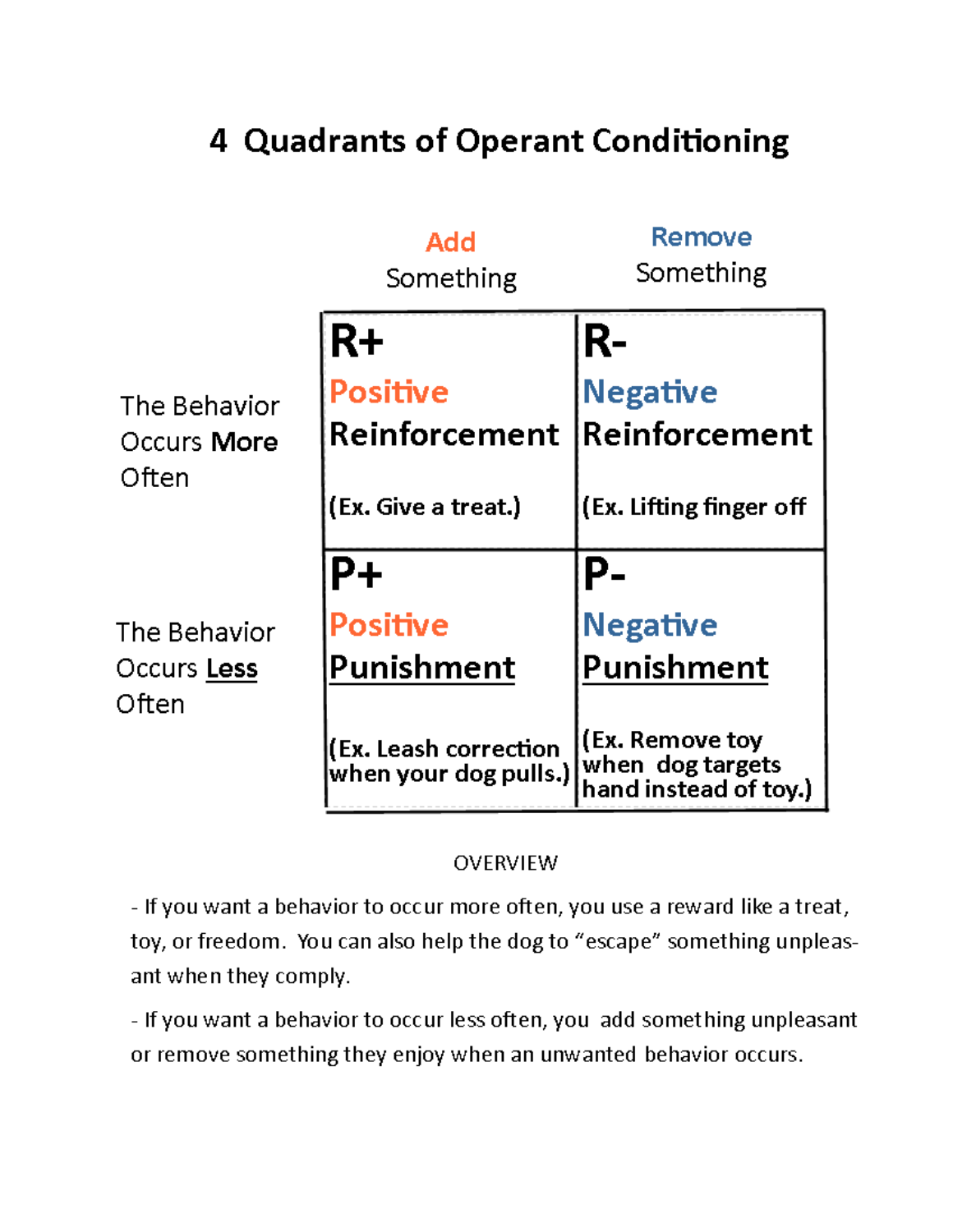# 4 Quadrants of Operant Conditioning

| | Add Something | Remove Something |
|---|---|---|
| The Behavior Occurs **More** Often | **R+** Positive **Reinforcement** (Ex. Give a treat.) | **R-** Negative **Reinforcement** (Ex. Lifting finger off |
| The Behavior Occurs Less Often | **P+** Positive Punishment (Ex. Leash correction when your dog pulls.) | **P-** Negative Punishment (Ex. Remove toy when dog targets hand instead of toy.) |

OVERVIEW

- If you want a behavior to occur more often, you use a reward like a treat, toy, or freedom. You can also help the dog to "escape" something unpleasant when they comply.

- If you want a behavior to occur less often, you add something unpleasant or remove something they enjoy when an unwanted behavior occurs.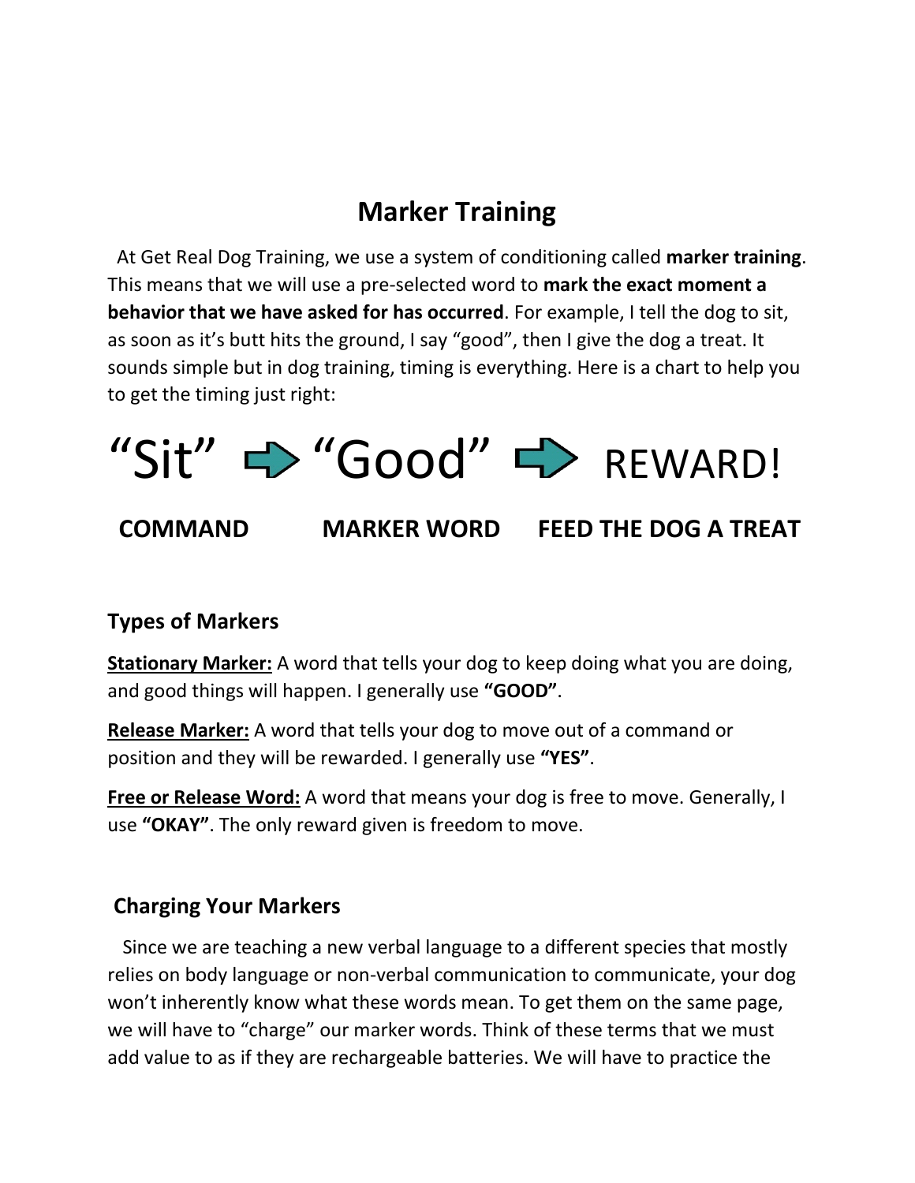# Marker Training

At Get Real Dog Training, we use a system of conditioning called **marker training**. This means that we will use a pre-selected word to **mark the exact moment a behavior that we have asked for has occurred**. For example, I tell the dog to sit, as soon as it's butt hits the ground, I say "good", then I give the dog a treat. It sounds simple but in dog training, timing is everything. Here is a chart to help you to get the timing just right:

| "Sit" → | "Good" → | REWARD! |
|---|---|---|
| **COMMAND** | **MARKER WORD** | **FEED THE DOG A TREAT** |

### Types of Markers

**Stationary Marker:** A word that tells your dog to keep doing what you are doing, and good things will happen. I generally use **"GOOD"**.

**Release Marker:** A word that tells your dog to move out of a command or position and they will be rewarded. I generally use **"YES"**.

**Free or Release Word:** A word that means your dog is free to move. Generally, I use **"OKAY"**. The only reward given is freedom to move.

### Charging Your Markers

Since we are teaching a new verbal language to a different species that mostly relies on body language or non-verbal communication to communicate, your dog won't inherently know what these words mean. To get them on the same page, we will have to "charge" our marker words. Think of these terms that we must add value to as if they are rechargeable batteries. We will have to practice the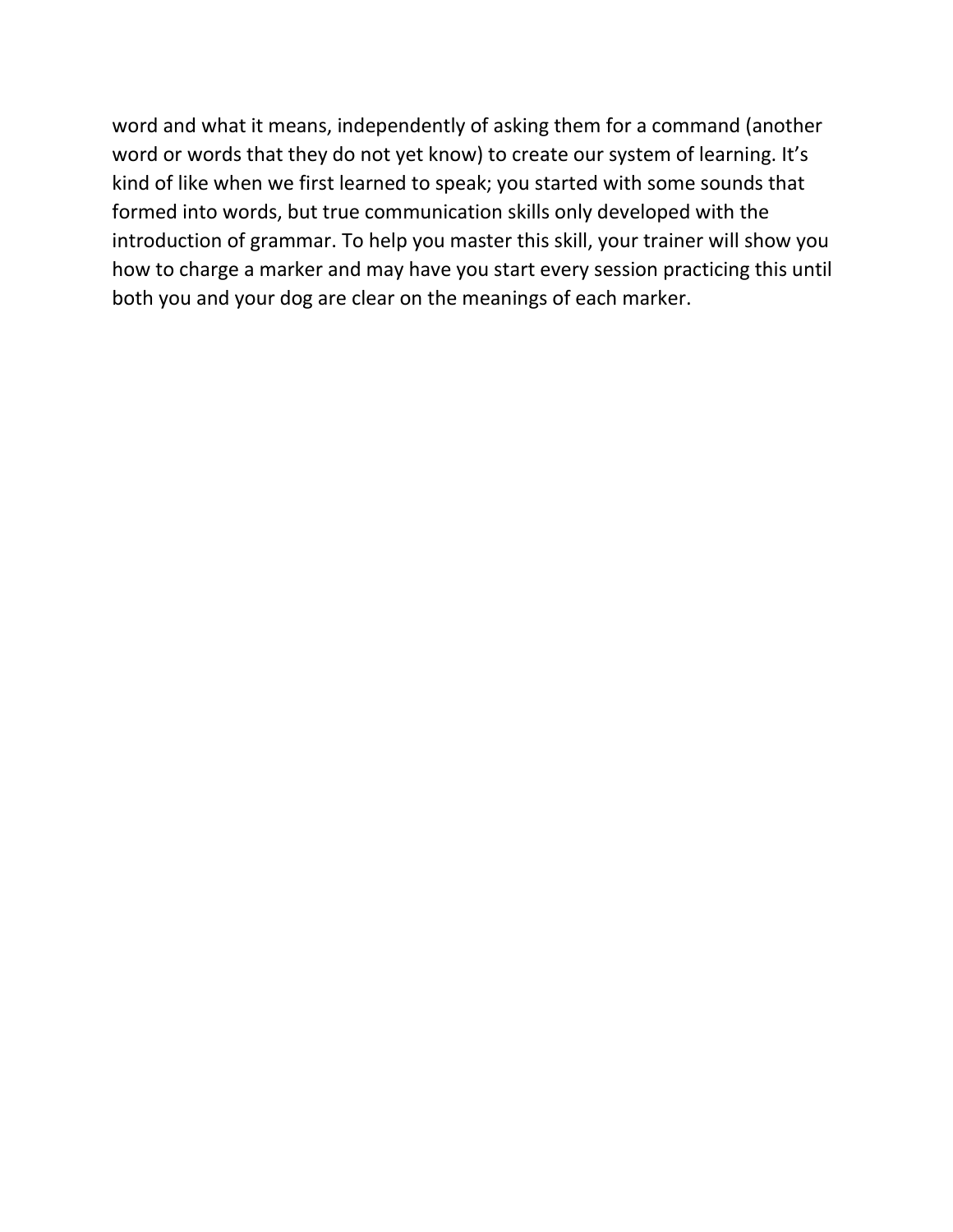word and what it means, independently of asking them for a command (another word or words that they do not yet know) to create our system of learning. It's kind of like when we first learned to speak; you started with some sounds that formed into words, but true communication skills only developed with the introduction of grammar. To help you master this skill, your trainer will show you how to charge a marker and may have you start every session practicing this until both you and your dog are clear on the meanings of each marker.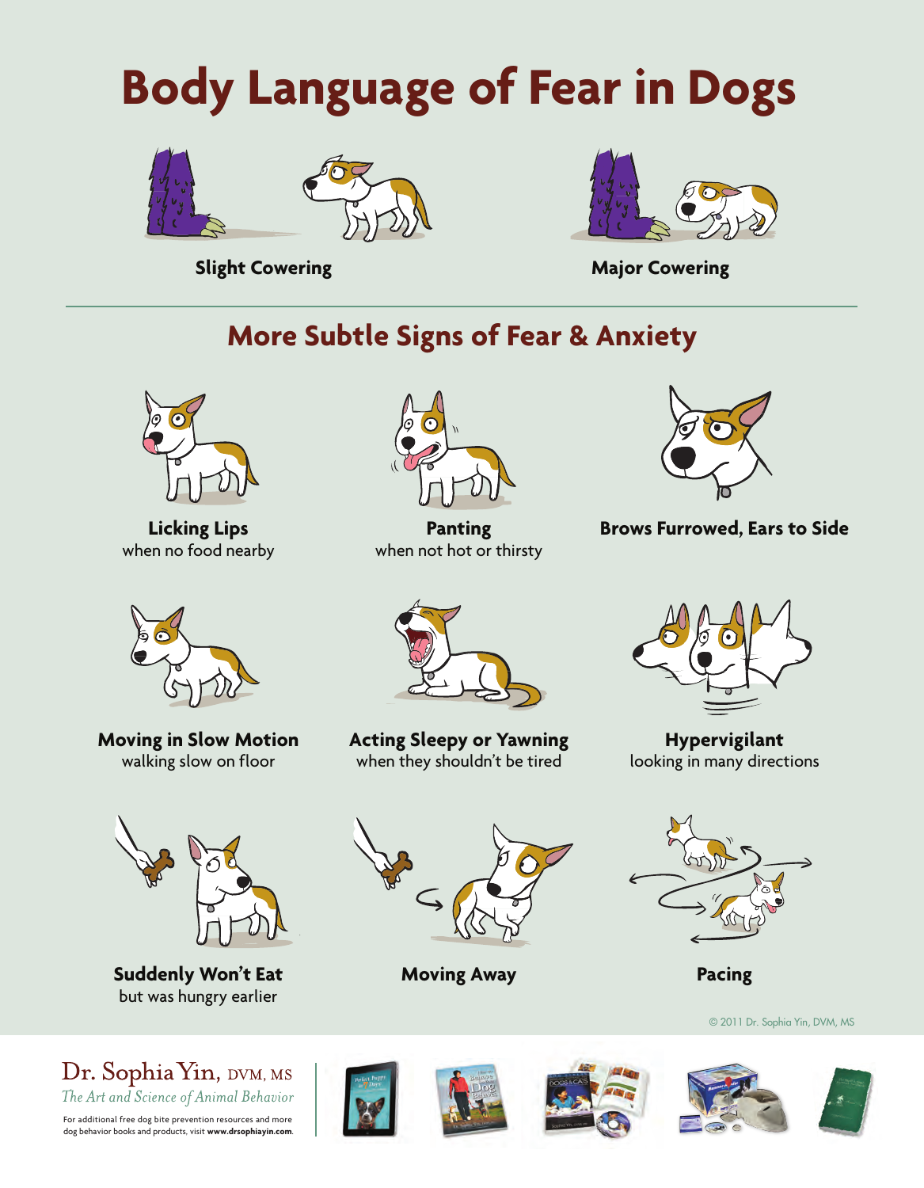# Body Language of Fear in Dogs

**Slight Cowering**

**Major Cowering**

## More Subtle Signs of Fear & Anxiety

**Licking Lips**
when no food nearby

**Panting**
when not hot or thirsty

**Brows Furrowed, Ears to Side**

**Moving in Slow Motion**
walking slow on floor

**Acting Sleepy or Yawning**
when they shouldn't be tired

**Hypervigilant**
looking in many directions

**Suddenly Won't Eat**
but was hungry earlier

**Moving Away**

**Pacing**

© 2011 Dr. Sophia Yin, DVM, MS

Dr. Sophia Yin, DVM, MS
*The Art and Science of Animal Behavior*

For additional free dog bite prevention resources and more dog behavior books and products, visit **www.drsophiayin.com**.